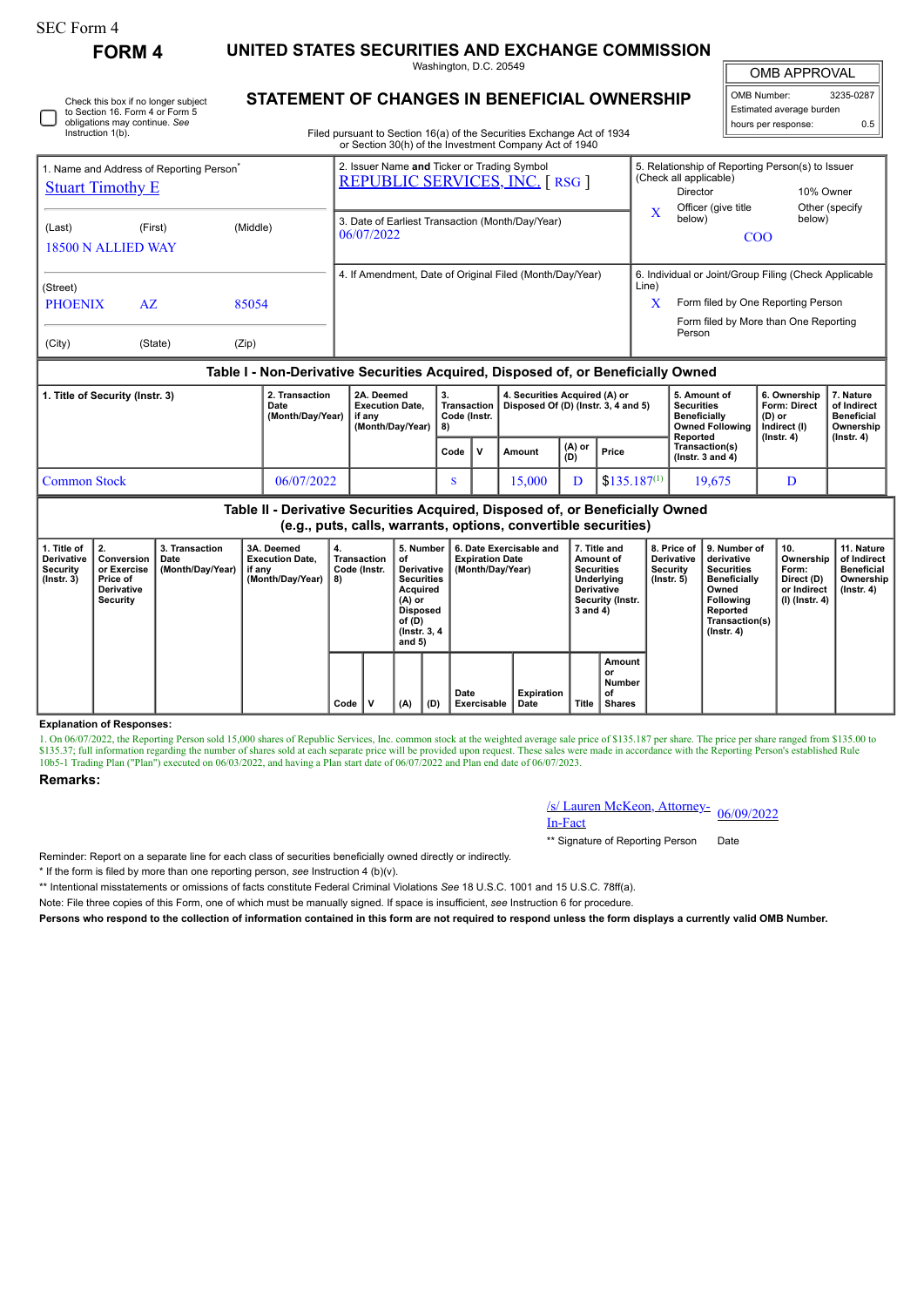SEC Form 4

# FORM 4

## UNITED STATES SECURITIES AND EXCHANGE COMMISSION

Washington, D.C. 20549

## STATEMENT OF CHANGES IN BENEFICIAL OWNERSHIP

Filed pursuant to Section 16(a) of the Securities Exchange Act of 1934 or Section 30(h) of the Investment Company Act of 1940

| OMB APPROVAL | |
|---|---|
| OMB Number: | 3235-0287 |
| Estimated average burden | |
| hours per response: | 0.5 |

☐ Check this box if no longer subject to Section 16. Form 4 or Form 5 obligations may continue. *See* Instruction 1(b).

| 1. Name and Address of Reporting Person* | 2. Issuer Name **and** Ticker or Trading Symbol | 5. Relationship of Reporting Person(s) to Issuer (Check all applicable) |
|---|---|---|
| Stuart Timothy E | REPUBLIC SERVICES, INC. [ RSG ] | Director / 10% Owner |
| (Last) (First) (Middle) | 3. Date of Earliest Transaction (Month/Day/Year) | X Officer (give title below) / Other (specify below) |
| 18500 N ALLIED WAY | 06/07/2022 | COO |
| (Street) | 4. If Amendment, Date of Original Filed (Month/Day/Year) | 6. Individual or Joint/Group Filing (Check Applicable Line) |
| PHOENIX AZ 85054 | | X Form filed by One Reporting Person |
| (City) (State) (Zip) | | Form filed by More than One Reporting Person |

### Table I - Non-Derivative Securities Acquired, Disposed of, or Beneficially Owned

| 1. Title of Security (Instr. 3) | 2. Transaction Date (Month/Day/Year) | 2A. Deemed Execution Date, if any (Month/Day/Year) | 3. Transaction Code (Instr. 8) | | 4. Securities Acquired (A) or Disposed Of (D) (Instr. 3, 4 and 5) | | | 5. Amount of Securities Beneficially Owned Following Reported Transaction(s) (Instr. 3 and 4) | 6. Ownership Form: Direct (D) or Indirect (I) (Instr. 4) | 7. Nature of Indirect Beneficial Ownership (Instr. 4) |
|---|---|---|---|---|---|---|---|---|---|---|
| | | | Code | V | Amount | (A) or (D) | Price | | | |
| Common Stock | 06/07/2022 | | S | | 15,000 | D | $135.187[(1)] | 19,675 | D | |

### Table II - Derivative Securities Acquired, Disposed of, or Beneficially Owned (e.g., puts, calls, warrants, options, convertible securities)

| 1. Title of Derivative Security (Instr. 3) | 2. Conversion or Exercise Price of Derivative Security | 3. Transaction Date (Month/Day/Year) | 3A. Deemed Execution Date, if any (Month/Day/Year) | 4. Transaction Code (Instr. 8) | | 5. Number of Derivative Securities Acquired (A) or Disposed of (D) (Instr. 3, 4 and 5) | | 6. Date Exercisable and Expiration Date (Month/Day/Year) | | 7. Title and Amount of Securities Underlying Derivative Security (Instr. 3 and 4) | | 8. Price of Derivative Security (Instr. 5) | 9. Number of derivative Securities Beneficially Owned Following Reported Transaction(s) (Instr. 4) | 10. Ownership Form: Direct (D) or Indirect (I) (Instr. 4) | 11. Nature of Indirect Beneficial Ownership (Instr. 4) |
|---|---|---|---|---|---|---|---|---|---|---|---|---|---|---|---|
| | | | | Code | V | (A) | (D) | Date Exercisable | Expiration Date | Title | Amount or Number of Shares | | | | |

**Explanation of Responses:**

1. On 06/07/2022, the Reporting Person sold 15,000 shares of Republic Services, Inc. common stock at the weighted average sale price of $135.187 per share. The price per share ranged from $135.00 to $135.37; full information regarding the number of shares sold at each separate price will be provided upon request. These sales were made in accordance with the Reporting Person's established Rule 10b5-1 Trading Plan ("Plan") executed on 06/03/2022, and having a Plan start date of 06/07/2022 and Plan end date of 06/07/2023.

**Remarks:**

/s/ Lauren McKeon, Attorney-In-Fact 06/09/2022

** Signature of Reporting Person Date

Reminder: Report on a separate line for each class of securities beneficially owned directly or indirectly.

* If the form is filed by more than one reporting person, *see* Instruction 4 (b)(v).

** Intentional misstatements or omissions of facts constitute Federal Criminal Violations *See* 18 U.S.C. 1001 and 15 U.S.C. 78ff(a).

Note: File three copies of this Form, one of which must be manually signed. If space is insufficient, *see* Instruction 6 for procedure.

**Persons who respond to the collection of information contained in this form are not required to respond unless the form displays a currently valid OMB Number.**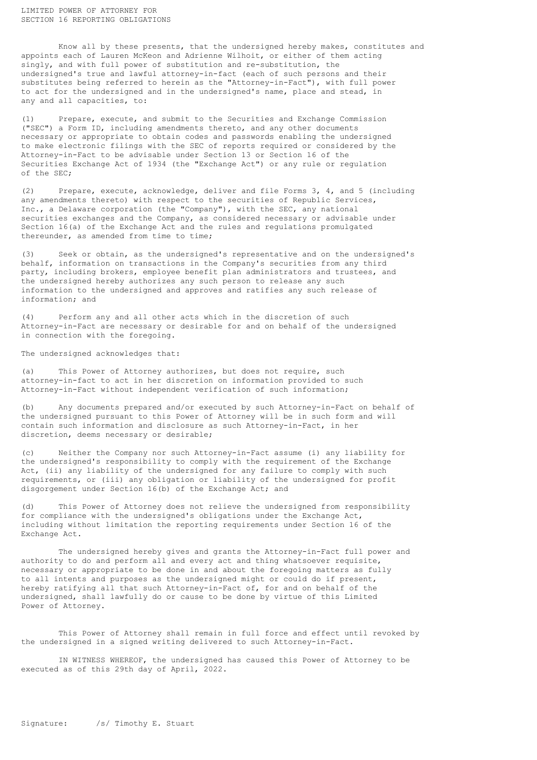# LIMITED POWER OF ATTORNEY FOR SECTION 16 REPORTING OBLIGATIONS

Know all by these presents, that the undersigned hereby makes, constitutes and appoints each of Lauren McKeon and Adrienne Wilhoit, or either of them acting singly, and with full power of substitution and re-substitution, the undersigned's true and lawful attorney-in-fact (each of such persons and their substitutes being referred to herein as the "Attorney-in-Fact"), with full power to act for the undersigned and in the undersigned's name, place and stead, in any and all capacities, to:

(1) Prepare, execute, and submit to the Securities and Exchange Commission ("SEC") a Form ID, including amendments thereto, and any other documents necessary or appropriate to obtain codes and passwords enabling the undersigned to make electronic filings with the SEC of reports required or considered by the Attorney-in-Fact to be advisable under Section 13 or Section 16 of the Securities Exchange Act of 1934 (the "Exchange Act") or any rule or regulation of the SEC;

(2) Prepare, execute, acknowledge, deliver and file Forms 3, 4, and 5 (including any amendments thereto) with respect to the securities of Republic Services, Inc., a Delaware corporation (the "Company"), with the SEC, any national securities exchanges and the Company, as considered necessary or advisable under Section 16(a) of the Exchange Act and the rules and regulations promulgated thereunder, as amended from time to time;

(3) Seek or obtain, as the undersigned's representative and on the undersigned's behalf, information on transactions in the Company's securities from any third party, including brokers, employee benefit plan administrators and trustees, and the undersigned hereby authorizes any such person to release any such information to the undersigned and approves and ratifies any such release of information; and

(4) Perform any and all other acts which in the discretion of such Attorney-in-Fact are necessary or desirable for and on behalf of the undersigned in connection with the foregoing.

The undersigned acknowledges that:

(a) This Power of Attorney authorizes, but does not require, such attorney-in-fact to act in her discretion on information provided to such Attorney-in-Fact without independent verification of such information;

(b) Any documents prepared and/or executed by such Attorney-in-Fact on behalf of the undersigned pursuant to this Power of Attorney will be in such form and will contain such information and disclosure as such Attorney-in-Fact, in her discretion, deems necessary or desirable;

(c) Neither the Company nor such Attorney-in-Fact assume (i) any liability for the undersigned's responsibility to comply with the requirement of the Exchange Act, (ii) any liability of the undersigned for any failure to comply with such requirements, or (iii) any obligation or liability of the undersigned for profit disgorgement under Section 16(b) of the Exchange Act; and

(d) This Power of Attorney does not relieve the undersigned from responsibility for compliance with the undersigned's obligations under the Exchange Act, including without limitation the reporting requirements under Section 16 of the Exchange Act.

The undersigned hereby gives and grants the Attorney-in-Fact full power and authority to do and perform all and every act and thing whatsoever requisite, necessary or appropriate to be done in and about the foregoing matters as fully to all intents and purposes as the undersigned might or could do if present, hereby ratifying all that such Attorney-in-Fact of, for and on behalf of the undersigned, shall lawfully do or cause to be done by virtue of this Limited Power of Attorney.

This Power of Attorney shall remain in full force and effect until revoked by the undersigned in a signed writing delivered to such Attorney-in-Fact.

IN WITNESS WHEREOF, the undersigned has caused this Power of Attorney to be executed as of this 29th day of April, 2022.

Signature: /s/ Timothy E. Stuart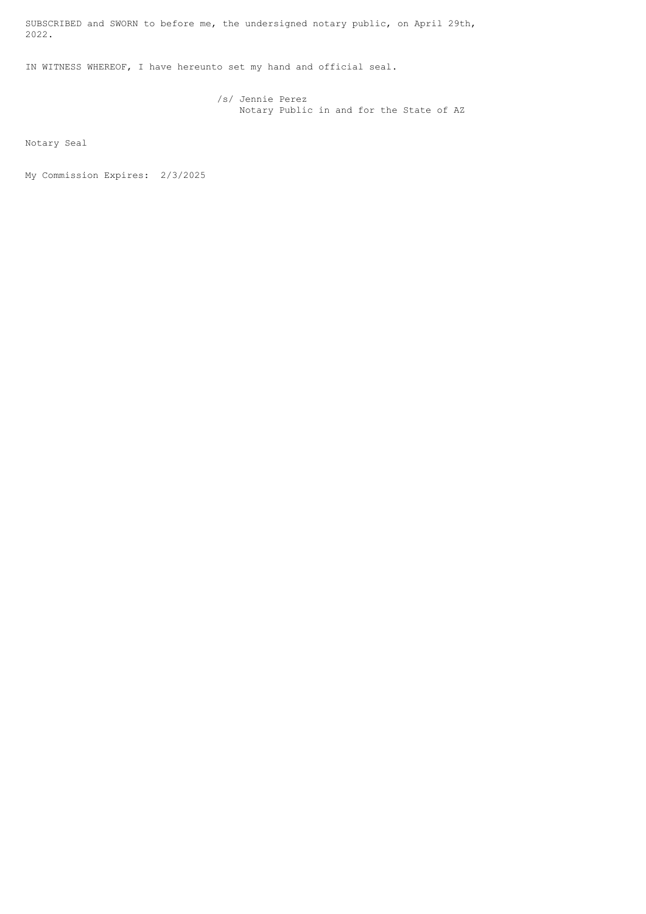SUBSCRIBED and SWORN to before me, the undersigned notary public, on April 29th, 2022.

IN WITNESS WHEREOF, I have hereunto set my hand and official seal.

/s/ Jennie Perez
Notary Public in and for the State of AZ

Notary Seal

My Commission Expires: 2/3/2025